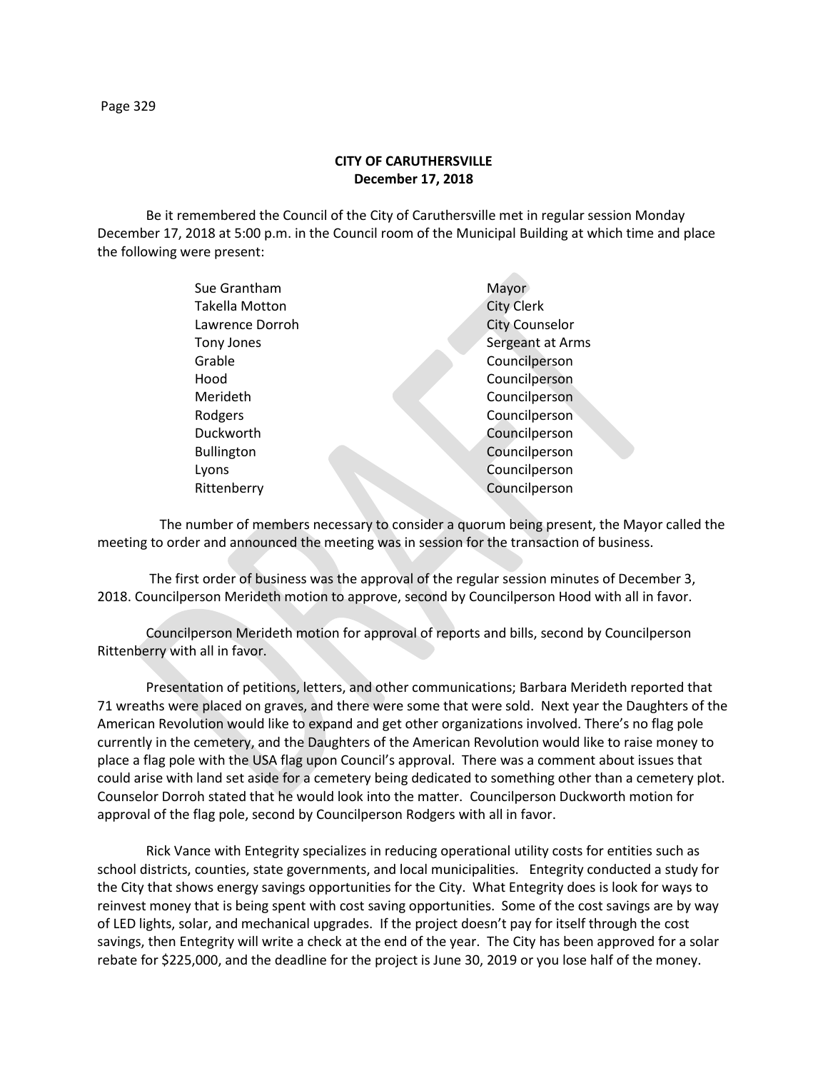**CITY OF CARUTHERSVILLE**
**December 17, 2018**

Be it remembered the Council of the City of Caruthersville met in regular session Monday December 17, 2018 at 5:00 p.m. in the Council room of the Municipal Building at which time and place the following were present:

| | |
|---|---|
| Sue Grantham | Mayor |
| Takella Motton | City Clerk |
| Lawrence Dorroh | City Counselor |
| Tony Jones | Sergeant at Arms |
| Grable | Councilperson |
| Hood | Councilperson |
| Merideth | Councilperson |
| Rodgers | Councilperson |
| Duckworth | Councilperson |
| Bullington | Councilperson |
| Lyons | Councilperson |
| Rittenberry | Councilperson |

The number of members necessary to consider a quorum being present, the Mayor called the meeting to order and announced the meeting was in session for the transaction of business.

The first order of business was the approval of the regular session minutes of December 3, 2018. Councilperson Merideth motion to approve, second by Councilperson Hood with all in favor.

Councilperson Merideth motion for approval of reports and bills, second by Councilperson Rittenberry with all in favor.

Presentation of petitions, letters, and other communications; Barbara Merideth reported that 71 wreaths were placed on graves, and there were some that were sold. Next year the Daughters of the American Revolution would like to expand and get other organizations involved. There's no flag pole currently in the cemetery, and the Daughters of the American Revolution would like to raise money to place a flag pole with the USA flag upon Council's approval. There was a comment about issues that could arise with land set aside for a cemetery being dedicated to something other than a cemetery plot. Counselor Dorroh stated that he would look into the matter. Councilperson Duckworth motion for approval of the flag pole, second by Councilperson Rodgers with all in favor.

Rick Vance with Entegrity specializes in reducing operational utility costs for entities such as school districts, counties, state governments, and local municipalities. Entegrity conducted a study for the City that shows energy savings opportunities for the City. What Entegrity does is look for ways to reinvest money that is being spent with cost saving opportunities. Some of the cost savings are by way of LED lights, solar, and mechanical upgrades. If the project doesn't pay for itself through the cost savings, then Entegrity will write a check at the end of the year. The City has been approved for a solar rebate for $225,000, and the deadline for the project is June 30, 2019 or you lose half of the money.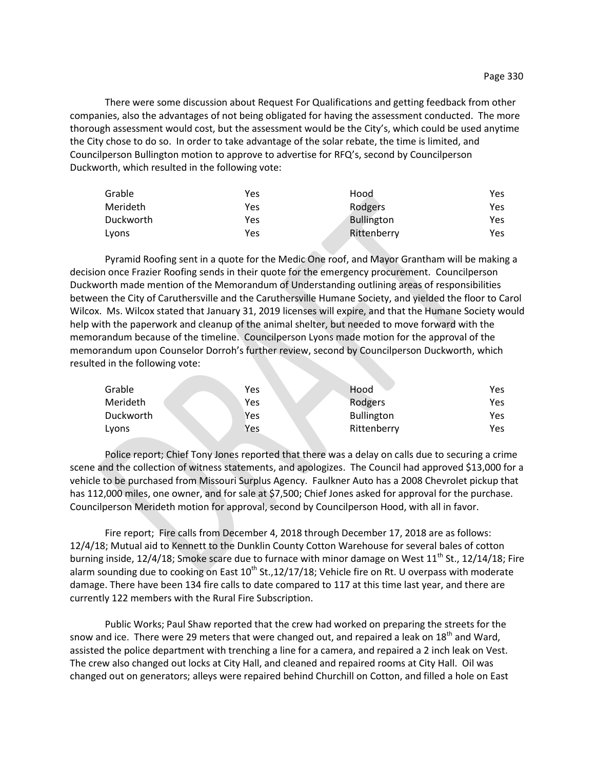There were some discussion about Request For Qualifications and getting feedback from other companies, also the advantages of not being obligated for having the assessment conducted. The more thorough assessment would cost, but the assessment would be the City's, which could be used anytime the City chose to do so. In order to take advantage of the solar rebate, the time is limited, and Councilperson Bullington motion to approve to advertise for RFQ's, second by Councilperson Duckworth, which resulted in the following vote:

| | | | |
|---|---|---|---|
| Grable | Yes | Hood | Yes |
| Merideth | Yes | Rodgers | Yes |
| Duckworth | Yes | Bullington | Yes |
| Lyons | Yes | Rittenberry | Yes |

Pyramid Roofing sent in a quote for the Medic One roof, and Mayor Grantham will be making a decision once Frazier Roofing sends in their quote for the emergency procurement. Councilperson Duckworth made mention of the Memorandum of Understanding outlining areas of responsibilities between the City of Caruthersville and the Caruthersville Humane Society, and yielded the floor to Carol Wilcox. Ms. Wilcox stated that January 31, 2019 licenses will expire, and that the Humane Society would help with the paperwork and cleanup of the animal shelter, but needed to move forward with the memorandum because of the timeline. Councilperson Lyons made motion for the approval of the memorandum upon Counselor Dorroh's further review, second by Councilperson Duckworth, which resulted in the following vote:

| | | | |
|---|---|---|---|
| Grable | Yes | Hood | Yes |
| Merideth | Yes | Rodgers | Yes |
| Duckworth | Yes | Bullington | Yes |
| Lyons | Yes | Rittenberry | Yes |

Police report; Chief Tony Jones reported that there was a delay on calls due to securing a crime scene and the collection of witness statements, and apologizes. The Council had approved $13,000 for a vehicle to be purchased from Missouri Surplus Agency. Faulkner Auto has a 2008 Chevrolet pickup that has 112,000 miles, one owner, and for sale at $7,500; Chief Jones asked for approval for the purchase. Councilperson Merideth motion for approval, second by Councilperson Hood, with all in favor.

Fire report; Fire calls from December 4, 2018 through December 17, 2018 are as follows: 12/4/18; Mutual aid to Kennett to the Dunklin County Cotton Warehouse for several bales of cotton burning inside, 12/4/18; Smoke scare due to furnace with minor damage on West 11th St., 12/14/18; Fire alarm sounding due to cooking on East 10th St.,12/17/18; Vehicle fire on Rt. U overpass with moderate damage. There have been 134 fire calls to date compared to 117 at this time last year, and there are currently 122 members with the Rural Fire Subscription.

Public Works; Paul Shaw reported that the crew had worked on preparing the streets for the snow and ice. There were 29 meters that were changed out, and repaired a leak on 18th and Ward, assisted the police department with trenching a line for a camera, and repaired a 2 inch leak on Vest. The crew also changed out locks at City Hall, and cleaned and repaired rooms at City Hall. Oil was changed out on generators; alleys were repaired behind Churchill on Cotton, and filled a hole on East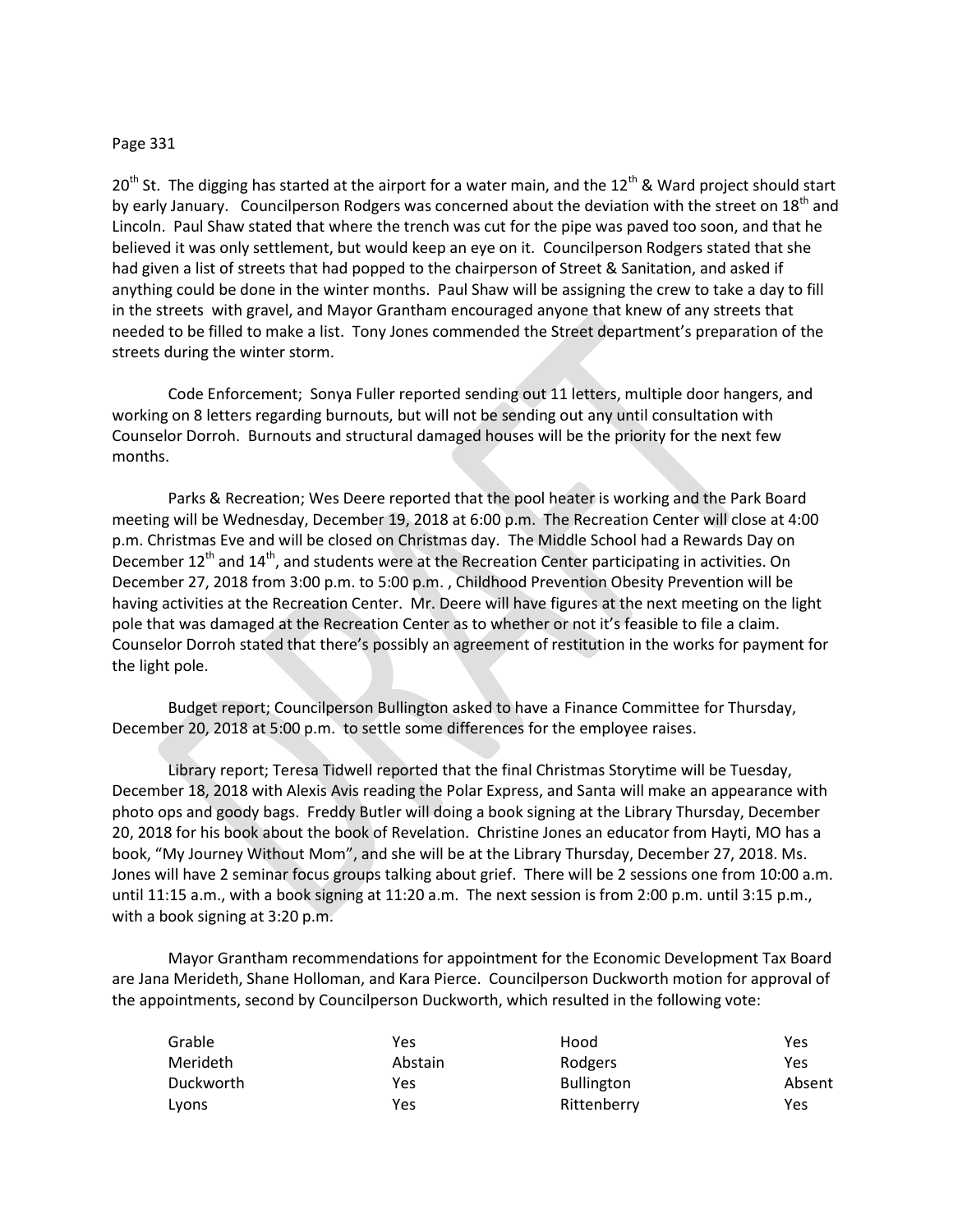20th St. The digging has started at the airport for a water main, and the 12th & Ward project should start by early January. Councilperson Rodgers was concerned about the deviation with the street on 18th and Lincoln. Paul Shaw stated that where the trench was cut for the pipe was paved too soon, and that he believed it was only settlement, but would keep an eye on it. Councilperson Rodgers stated that she had given a list of streets that had popped to the chairperson of Street & Sanitation, and asked if anything could be done in the winter months. Paul Shaw will be assigning the crew to take a day to fill in the streets with gravel, and Mayor Grantham encouraged anyone that knew of any streets that needed to be filled to make a list. Tony Jones commended the Street department's preparation of the streets during the winter storm.

Code Enforcement; Sonya Fuller reported sending out 11 letters, multiple door hangers, and working on 8 letters regarding burnouts, but will not be sending out any until consultation with Counselor Dorroh. Burnouts and structural damaged houses will be the priority for the next few months.

Parks & Recreation; Wes Deere reported that the pool heater is working and the Park Board meeting will be Wednesday, December 19, 2018 at 6:00 p.m. The Recreation Center will close at 4:00 p.m. Christmas Eve and will be closed on Christmas day. The Middle School had a Rewards Day on December 12th and 14th, and students were at the Recreation Center participating in activities. On December 27, 2018 from 3:00 p.m. to 5:00 p.m. , Childhood Prevention Obesity Prevention will be having activities at the Recreation Center. Mr. Deere will have figures at the next meeting on the light pole that was damaged at the Recreation Center as to whether or not it's feasible to file a claim. Counselor Dorroh stated that there's possibly an agreement of restitution in the works for payment for the light pole.

Budget report; Councilperson Bullington asked to have a Finance Committee for Thursday, December 20, 2018 at 5:00 p.m. to settle some differences for the employee raises.

Library report; Teresa Tidwell reported that the final Christmas Storytime will be Tuesday, December 18, 2018 with Alexis Avis reading the Polar Express, and Santa will make an appearance with photo ops and goody bags. Freddy Butler will doing a book signing at the Library Thursday, December 20, 2018 for his book about the book of Revelation. Christine Jones an educator from Hayti, MO has a book, "My Journey Without Mom", and she will be at the Library Thursday, December 27, 2018. Ms. Jones will have 2 seminar focus groups talking about grief. There will be 2 sessions one from 10:00 a.m. until 11:15 a.m., with a book signing at 11:20 a.m. The next session is from 2:00 p.m. until 3:15 p.m., with a book signing at 3:20 p.m.

Mayor Grantham recommendations for appointment for the Economic Development Tax Board are Jana Merideth, Shane Holloman, and Kara Pierce. Councilperson Duckworth motion for approval of the appointments, second by Councilperson Duckworth, which resulted in the following vote:

| | | | |
|---|---|---|---|
| Grable | Yes | Hood | Yes |
| Merideth | Abstain | Rodgers | Yes |
| Duckworth | Yes | Bullington | Absent |
| Lyons | Yes | Rittenberry | Yes |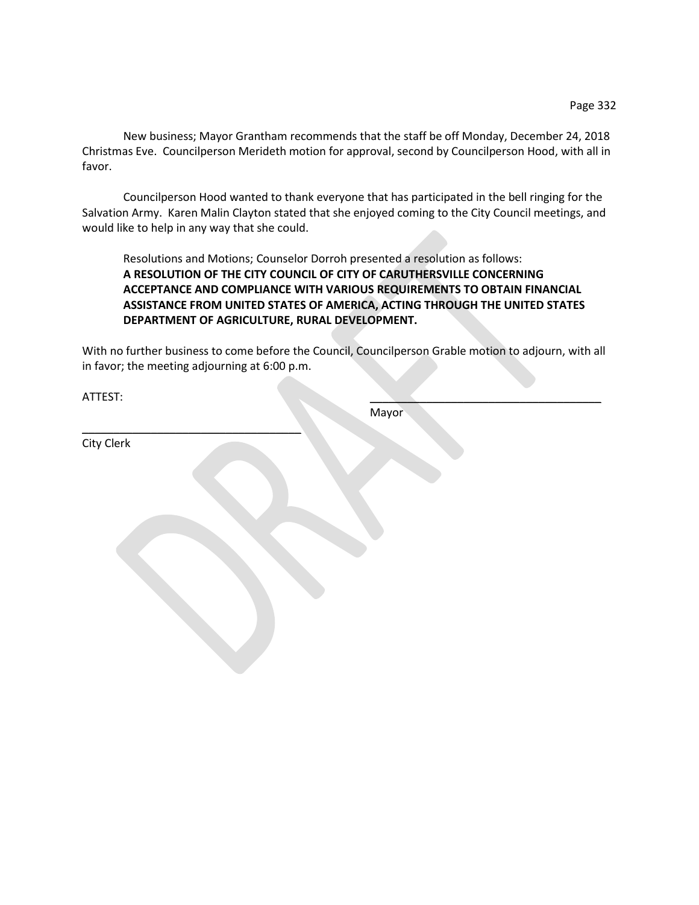New business; Mayor Grantham recommends that the staff be off Monday, December 24, 2018 Christmas Eve. Councilperson Merideth motion for approval, second by Councilperson Hood, with all in favor.

Councilperson Hood wanted to thank everyone that has participated in the bell ringing for the Salvation Army. Karen Malin Clayton stated that she enjoyed coming to the City Council meetings, and would like to help in any way that she could.

Resolutions and Motions; Counselor Dorroh presented a resolution as follows:
**A RESOLUTION OF THE CITY COUNCIL OF CITY OF CARUTHERSVILLE CONCERNING ACCEPTANCE AND COMPLIANCE WITH VARIOUS REQUIREMENTS TO OBTAIN FINANCIAL ASSISTANCE FROM UNITED STATES OF AMERICA, ACTING THROUGH THE UNITED STATES DEPARTMENT OF AGRICULTURE, RURAL DEVELOPMENT.**

With no further business to come before the Council, Councilperson Grable motion to adjourn, with all in favor; the meeting adjourning at 6:00 p.m.

ATTEST:

\_\_\_\_\_\_\_\_\_\_\_\_\_\_\_\_\_\_\_\_\_\_\_\_\_\_\_\_\_\_\_\_\_\_\_\_
Mayor

\_\_\_\_\_\_\_\_\_\_\_\_\_\_\_\_\_\_\_\_\_\_\_\_\_\_\_\_\_\_\_\_\_\_\_\_
City Clerk

DRAFT